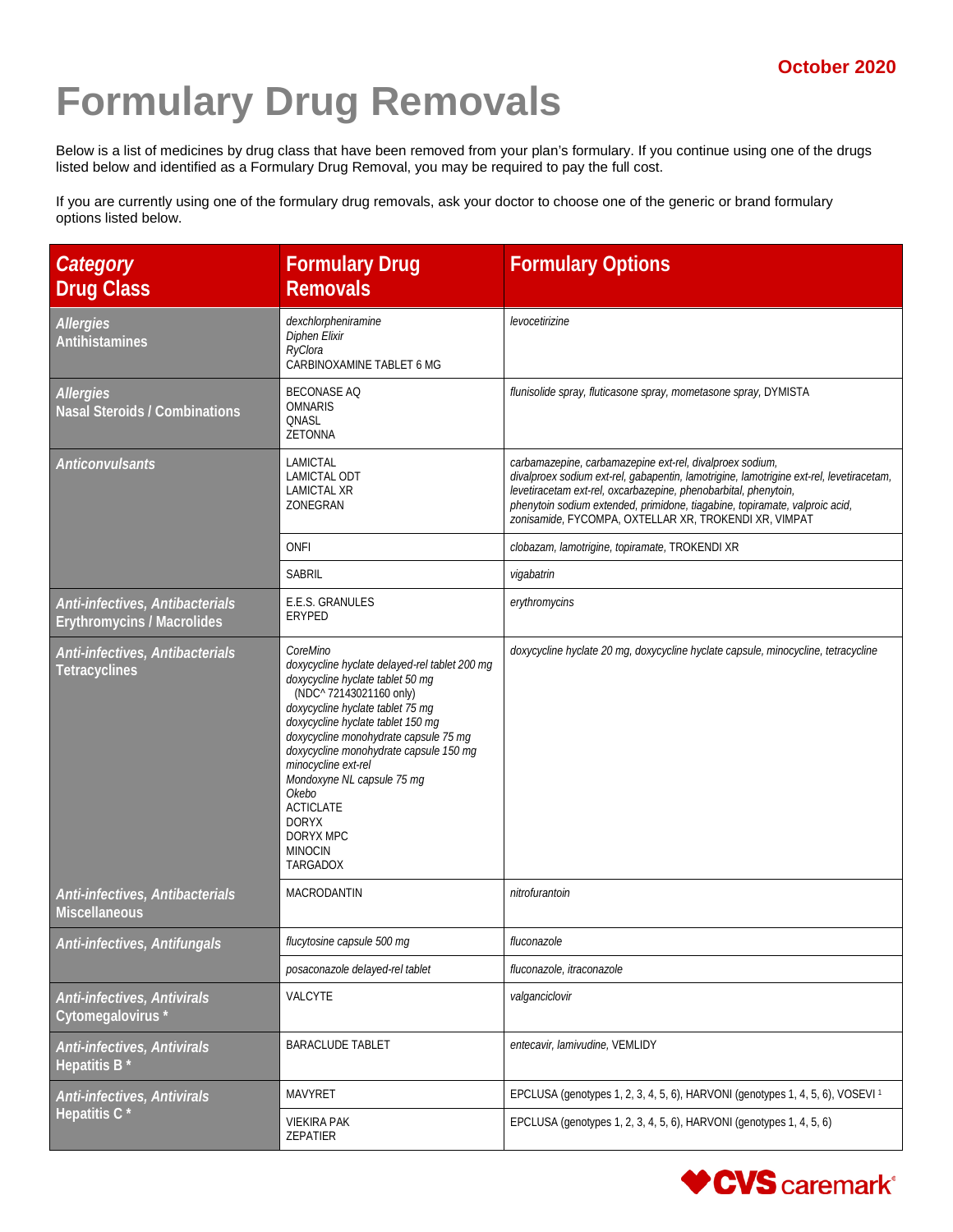October 2020

# Formulary Drug Removals

Below is a list of medicines by drug class that have been removed from your plan's formulary. If you continue using one of the drugs listed below and identified as a Formulary Drug Removal, you may be required to pay the full cost.

If you are currently using one of the formulary drug removals, ask your doctor to choose one of the generic or brand formulary options listed below.

| *Category* Drug Class | Formulary Drug Removals | Formulary Options |
|---|---|---|
| *Allergies* Antihistamines | *dexchlorpheniramine*<br>*Diphen Elixir*<br>*RyClora*<br>CARBINOXAMINE TABLET 6 MG | *levocetirizine* |
| *Allergies* Nasal Steroids / Combinations | BECONASE AQ<br>OMNARIS<br>QNASL<br>ZETONNA | *flunisolide spray, fluticasone spray, mometasone spray,* DYMISTA |
| *Anticonvulsants* | LAMICTAL<br>LAMICTAL ODT<br>LAMICTAL XR<br>ZONEGRAN | *carbamazepine, carbamazepine ext-rel, divalproex sodium, divalproex sodium ext-rel, gabapentin, lamotrigine, lamotrigine ext-rel, levetiracetam, levetiracetam ext-rel, oxcarbazepine, phenobarbital, phenytoin, phenytoin sodium extended, primidone, tiagabine, topiramate, valproic acid, zonisamide,* FYCOMPA, OXTELLAR XR, TROKENDI XR, VIMPAT |
| | ONFI | *clobazam, lamotrigine, topiramate,* TROKENDI XR |
| | SABRIL | *vigabatrin* |
| *Anti-infectives, Antibacterials* Erythromycins / Macrolides | E.E.S. GRANULES<br>ERYPED | *erythromycins* |
| *Anti-infectives, Antibacterials* Tetracyclines | *CoreMino*<br>*doxycycline hyclate delayed-rel tablet 200 mg*<br>*doxycycline hyclate tablet 50 mg* (NDC^ 72143021160 only)<br>*doxycycline hyclate tablet 75 mg*<br>*doxycycline hyclate tablet 150 mg*<br>*doxycycline monohydrate capsule 75 mg*<br>*doxycycline monohydrate capsule 150 mg*<br>*minocycline ext-rel*<br>*Mondoxyne NL capsule 75 mg*<br>*Okebo*<br>ACTICLATE<br>DORYX<br>DORYX MPC<br>MINOCIN<br>TARGADOX | *doxycycline hyclate 20 mg, doxycycline hyclate capsule, minocycline, tetracycline* |
| *Anti-infectives, Antibacterials* Miscellaneous | MACRODANTIN | *nitrofurantoin* |
| *Anti-infectives, Antifungals* | *flucytosine capsule 500 mg* | *fluconazole* |
| | *posaconazole delayed-rel tablet* | *fluconazole, itraconazole* |
| *Anti-infectives, Antivirals* Cytomegalovirus * | VALCYTE | *valganciclovir* |
| *Anti-infectives, Antivirals* Hepatitis B * | BARACLUDE TABLET | *entecavir, lamivudine,* VEMLIDY |
| *Anti-infectives, Antivirals* Hepatitis C * | MAVYRET | EPCLUSA (genotypes 1, 2, 3, 4, 5, 6), HARVONI (genotypes 1, 4, 5, 6), VOSEVI [1] |
| | VIEKIRA PAK<br>ZEPATIER | EPCLUSA (genotypes 1, 2, 3, 4, 5, 6), HARVONI (genotypes 1, 4, 5, 6) |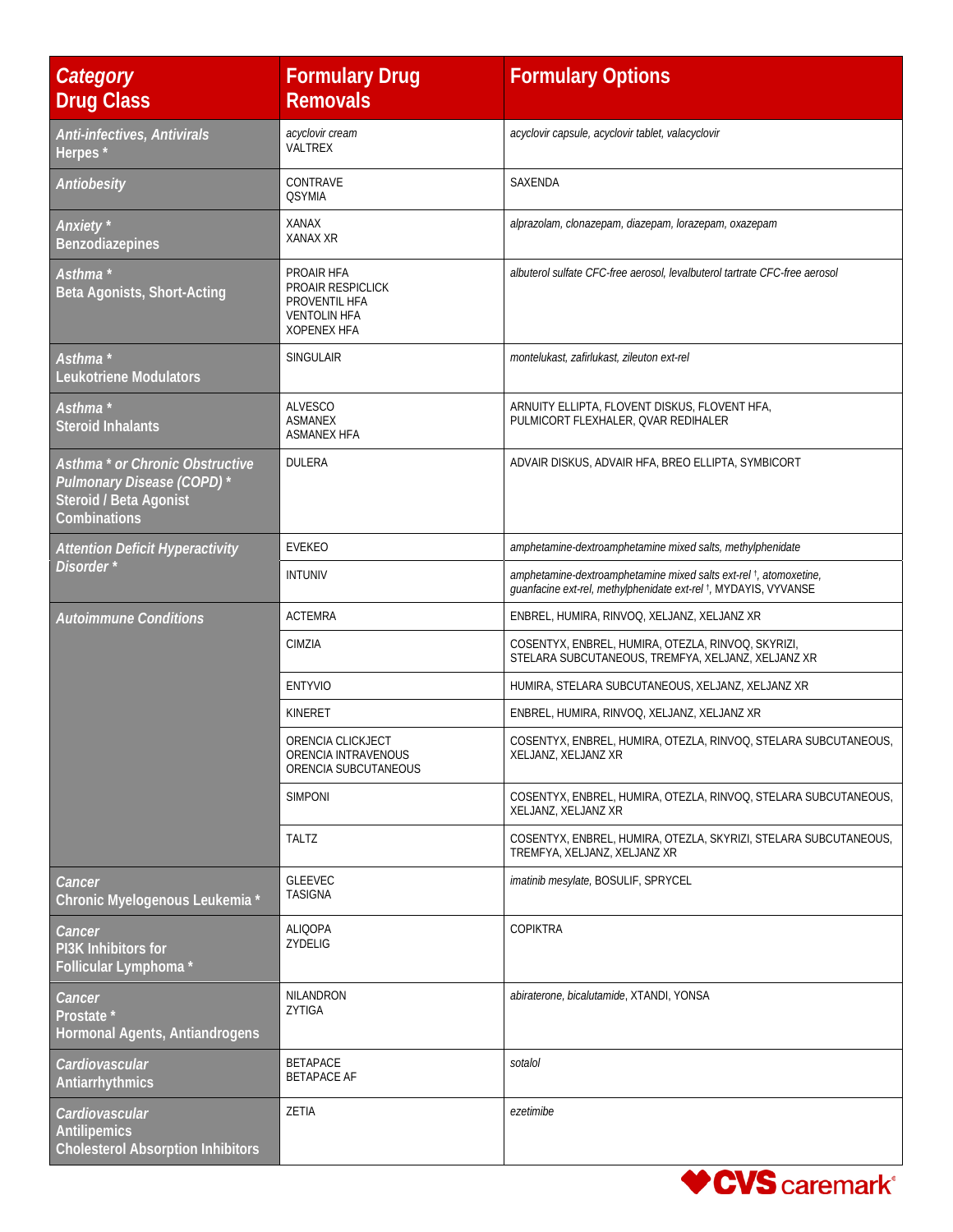| *Category* Drug Class | Formulary Drug Removals | Formulary Options |
|---|---|---|
| *Anti-infectives, Antivirals* Herpes * | *acyclovir cream* VALTREX | *acyclovir capsule, acyclovir tablet, valacyclovir* |
| *Antiobesity* | CONTRAVE QSYMIA | SAXENDA |
| *Anxiety* * Benzodiazepines | XANAX XANAX XR | *alprazolam, clonazepam, diazepam, lorazepam, oxazepam* |
| *Asthma* * Beta Agonists, Short-Acting | PROAIR HFA PROAIR RESPICLICK PROVENTIL HFA VENTOLIN HFA XOPENEX HFA | *albuterol sulfate CFC-free aerosol, levalbuterol tartrate CFC-free aerosol* |
| *Asthma* * Leukotriene Modulators | SINGULAIR | *montelukast, zafirlukast, zileuton ext-rel* |
| *Asthma* * Steroid Inhalants | ALVESCO ASMANEX ASMANEX HFA | ARNUITY ELLIPTA, FLOVENT DISKUS, FLOVENT HFA, PULMICORT FLEXHALER, QVAR REDIHALER |
| *Asthma * or Chronic Obstructive Pulmonary Disease (COPD)* * Steroid / Beta Agonist Combinations | DULERA | ADVAIR DISKUS, ADVAIR HFA, BREO ELLIPTA, SYMBICORT |
| *Attention Deficit Hyperactivity Disorder* * | EVEKEO | *amphetamine-dextroamphetamine mixed salts, methylphenidate* |
| | INTUNIV | *amphetamine-dextroamphetamine mixed salts ext-rel* †, *atomoxetine, guanfacine ext-rel, methylphenidate ext-rel* †, MYDAYIS, VYVANSE |
| *Autoimmune Conditions* | ACTEMRA | ENBREL, HUMIRA, RINVOQ, XELJANZ, XELJANZ XR |
| | CIMZIA | COSENTYX, ENBREL, HUMIRA, OTEZLA, RINVOQ, SKYRIZI, STELARA SUBCUTANEOUS, TREMFYA, XELJANZ, XELJANZ XR |
| | ENTYVIO | HUMIRA, STELARA SUBCUTANEOUS, XELJANZ, XELJANZ XR |
| | KINERET | ENBREL, HUMIRA, RINVOQ, XELJANZ, XELJANZ XR |
| | ORENCIA CLICKJECT ORENCIA INTRAVENOUS ORENCIA SUBCUTANEOUS | COSENTYX, ENBREL, HUMIRA, OTEZLA, RINVOQ, STELARA SUBCUTANEOUS, XELJANZ, XELJANZ XR |
| | SIMPONI | COSENTYX, ENBREL, HUMIRA, OTEZLA, RINVOQ, STELARA SUBCUTANEOUS, XELJANZ, XELJANZ XR |
| | TALTZ | COSENTYX, ENBREL, HUMIRA, OTEZLA, SKYRIZI, STELARA SUBCUTANEOUS, TREMFYA, XELJANZ, XELJANZ XR |
| *Cancer* Chronic Myelogenous Leukemia * | GLEEVEC TASIGNA | *imatinib mesylate*, BOSULIF, SPRYCEL |
| *Cancer* PI3K Inhibitors for Follicular Lymphoma * | ALIQOPA ZYDELIG | COPIKTRA |
| *Cancer* Prostate * Hormonal Agents, Antiandrogens | NILANDRON ZYTIGA | *abiraterone, bicalutamide*, XTANDI, YONSA |
| *Cardiovascular* Antiarrhythmics | BETAPACE BETAPACE AF | *sotalol* |
| *Cardiovascular* Antilipemics Cholesterol Absorption Inhibitors | ZETIA | *ezetimibe* |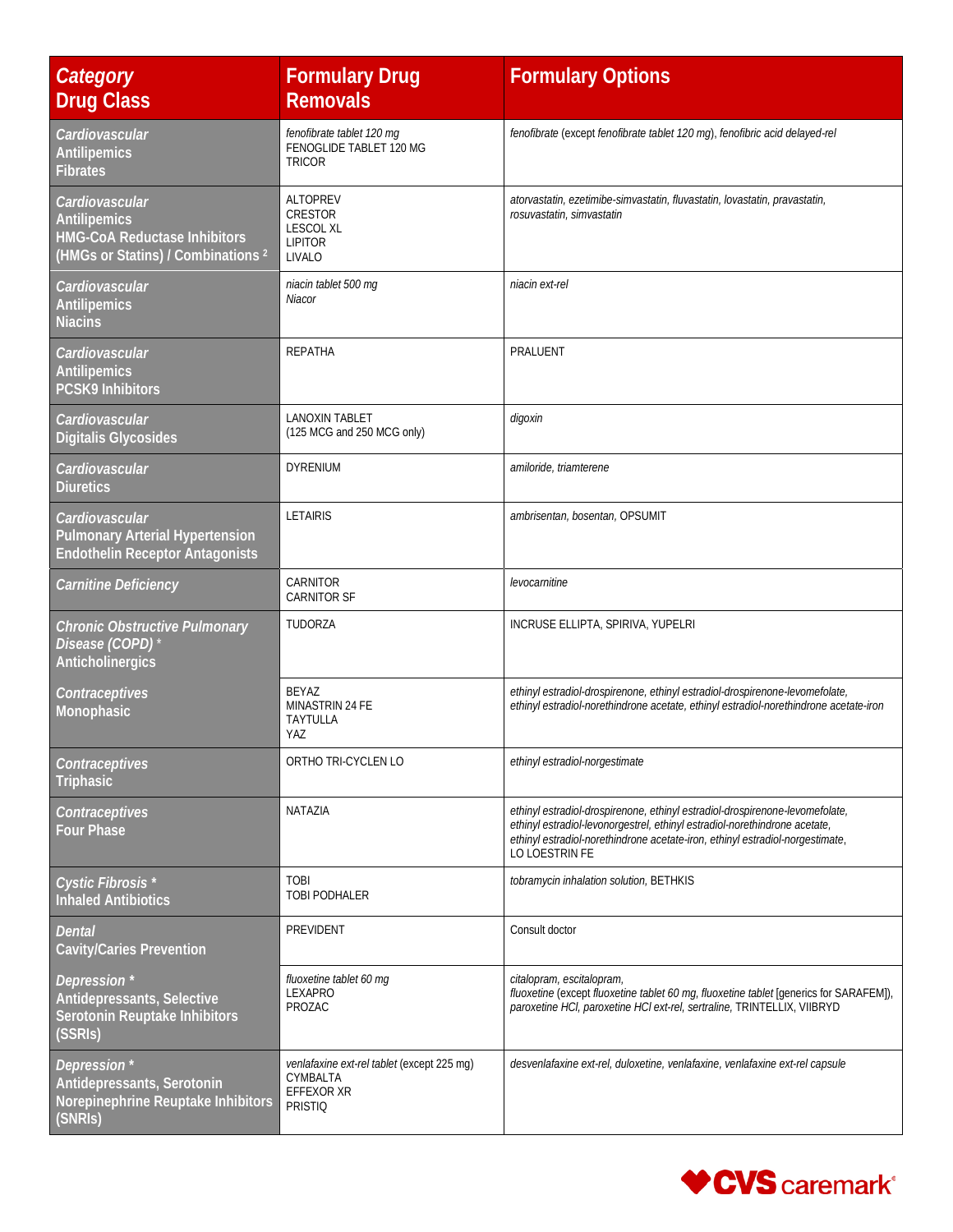| *Category* Drug Class | Formulary Drug Removals | Formulary Options |
|---|---|---|
| *Cardiovascular* Antilipemics Fibrates | *fenofibrate tablet 120 mg* FENOGLIDE TABLET 120 MG TRICOR | *fenofibrate* (except *fenofibrate tablet 120 mg*), *fenofibric acid delayed-rel* |
| *Cardiovascular* Antilipemics HMG-CoA Reductase Inhibitors (HMGs or Statins) / Combinations [2] | ALTOPREV CRESTOR LESCOL XL LIPITOR LIVALO | *atorvastatin, ezetimibe-simvastatin, fluvastatin, lovastatin, pravastatin, rosuvastatin, simvastatin* |
| *Cardiovascular* Antilipemics Niacins | *niacin tablet 500 mg* *Niacor* | *niacin ext-rel* |
| *Cardiovascular* Antilipemics PCSK9 Inhibitors | REPATHA | PRALUENT |
| *Cardiovascular* Digitalis Glycosides | LANOXIN TABLET (125 MCG and 250 MCG only) | *digoxin* |
| *Cardiovascular* Diuretics | DYRENIUM | *amiloride, triamterene* |
| *Cardiovascular* Pulmonary Arterial Hypertension Endothelin Receptor Antagonists | LETAIRIS | *ambrisentan, bosentan,* OPSUMIT |
| *Carnitine Deficiency* | CARNITOR CARNITOR SF | *levocarnitine* |
| *Chronic Obstructive Pulmonary Disease (COPD)* * Anticholinergics | TUDORZA | INCRUSE ELLIPTA, SPIRIVA, YUPELRI |
| *Contraceptives* Monophasic | BEYAZ MINASTRIN 24 FE TAYTULLA YAZ | *ethinyl estradiol-drospirenone, ethinyl estradiol-drospirenone-levomefolate, ethinyl estradiol-norethindrone acetate, ethinyl estradiol-norethindrone acetate-iron* |
| *Contraceptives* Triphasic | ORTHO TRI-CYCLEN LO | *ethinyl estradiol-norgestimate* |
| *Contraceptives* Four Phase | NATAZIA | *ethinyl estradiol-drospirenone, ethinyl estradiol-drospirenone-levomefolate, ethinyl estradiol-levonorgestrel, ethinyl estradiol-norethindrone acetate, ethinyl estradiol-norethindrone acetate-iron, ethinyl estradiol-norgestimate,* LO LOESTRIN FE |
| *Cystic Fibrosis* * Inhaled Antibiotics | TOBI TOBI PODHALER | *tobramycin inhalation solution,* BETHKIS |
| *Dental* Cavity/Caries Prevention | PREVIDENT | Consult doctor |
| *Depression* * Antidepressants, Selective Serotonin Reuptake Inhibitors (SSRIs) | *fluoxetine tablet 60 mg* LEXAPRO PROZAC | *citalopram, escitalopram, fluoxetine* (except *fluoxetine tablet 60 mg, fluoxetine tablet* [generics for SARAFEM]), *paroxetine HCl, paroxetine HCl ext-rel, sertraline,* TRINTELLIX, VIIBRYD |
| *Depression* * Antidepressants, Serotonin Norepinephrine Reuptake Inhibitors (SNRIs) | *venlafaxine ext-rel tablet* (except 225 mg) CYMBALTA EFFEXOR XR PRISTIQ | *desvenlafaxine ext-rel, duloxetine, venlafaxine, venlafaxine ext-rel capsule* |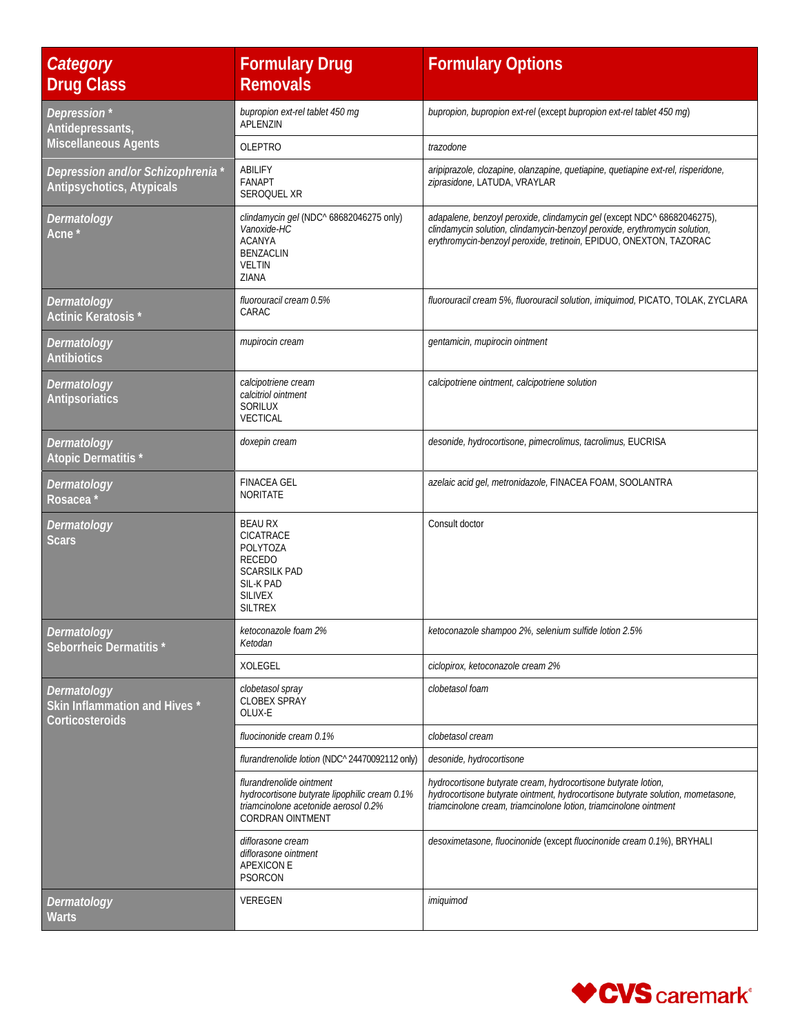| *Category* **Drug Class** | **Formulary Drug Removals** | **Formulary Options** |
|---|---|---|
| ***Depression* *** **Antidepressants, Miscellaneous Agents** | *bupropion ext-rel tablet 450 mg* APLENZIN | *bupropion, bupropion ext-rel* (except *bupropion ext-rel tablet 450 mg*) |
| | OLEPTRO | *trazodone* |
| ***Depression and/or Schizophrenia* *** **Antipsychotics, Atypicals** | ABILIFY FANAPT SEROQUEL XR | *aripiprazole, clozapine, olanzapine, quetiapine, quetiapine ext-rel, risperidone, ziprasidone,* LATUDA, VRAYLAR |
| ***Dermatology*** **Acne *** | *clindamycin gel* (NDC^ 68682046275 only) *Vanoxide-HC* ACANYA BENZACLIN VELTIN ZIANA | *adapalene, benzoyl peroxide, clindamycin gel* (except NDC^ 68682046275), *clindamycin solution, clindamycin-benzoyl peroxide, erythromycin solution, erythromycin-benzoyl peroxide, tretinoin,* EPIDUO, ONEXTON, TAZORAC |
| ***Dermatology*** **Actinic Keratosis *** | *fluorouracil cream 0.5%* CARAC | *fluorouracil cream 5%, fluorouracil solution, imiquimod,* PICATO, TOLAK, ZYCLARA |
| ***Dermatology*** **Antibiotics** | *mupirocin cream* | *gentamicin, mupirocin ointment* |
| ***Dermatology*** **Antipsoriatics** | *calcipotriene cream* *calcitriol ointment* SORILUX VECTICAL | *calcipotriene ointment, calcipotriene solution* |
| ***Dermatology*** **Atopic Dermatitis *** | *doxepin cream* | *desonide, hydrocortisone, pimecrolimus, tacrolimus,* EUCRISA |
| ***Dermatology*** **Rosacea *** | FINACEA GEL NORITATE | *azelaic acid gel, metronidazole,* FINACEA FOAM, SOOLANTRA |
| ***Dermatology*** **Scars** | BEAU RX CICATRACE POLYTOZA RECEDO SCARSILK PAD SIL-K PAD SILIVEX SILTREX | Consult doctor |
| ***Dermatology*** **Seborrheic Dermatitis *** | *ketoconazole foam 2%* *Ketodan* | *ketoconazole shampoo 2%, selenium sulfide lotion 2.5%* |
| | XOLEGEL | *ciclopirox, ketoconazole cream 2%* |
| ***Dermatology*** **Skin Inflammation and Hives *** **Corticosteroids** | *clobetasol spray* CLOBEX SPRAY OLUX-E | *clobetasol foam* |
| | *fluocinonide cream 0.1%* | *clobetasol cream* |
| | *flurandrenolide lotion* (NDC^ 24470092112 only) | *desonide, hydrocortisone* |
| | *flurandrenolide ointment* *hydrocortisone butyrate lipophilic cream 0.1%* *triamcinolone acetonide aerosol 0.2%* CORDRAN OINTMENT | *hydrocortisone butyrate cream, hydrocortisone butyrate lotion, hydrocortisone butyrate ointment, hydrocortisone butyrate solution, mometasone, triamcinolone cream, triamcinolone lotion, triamcinolone ointment* |
| | *diflorasone cream* *diflorasone ointment* APEXICON E PSORCON | *desoximetasone, fluocinonide* (except *fluocinonide cream 0.1%*), BRYHALI |
| ***Dermatology*** **Warts** | VEREGEN | *imiquimod* |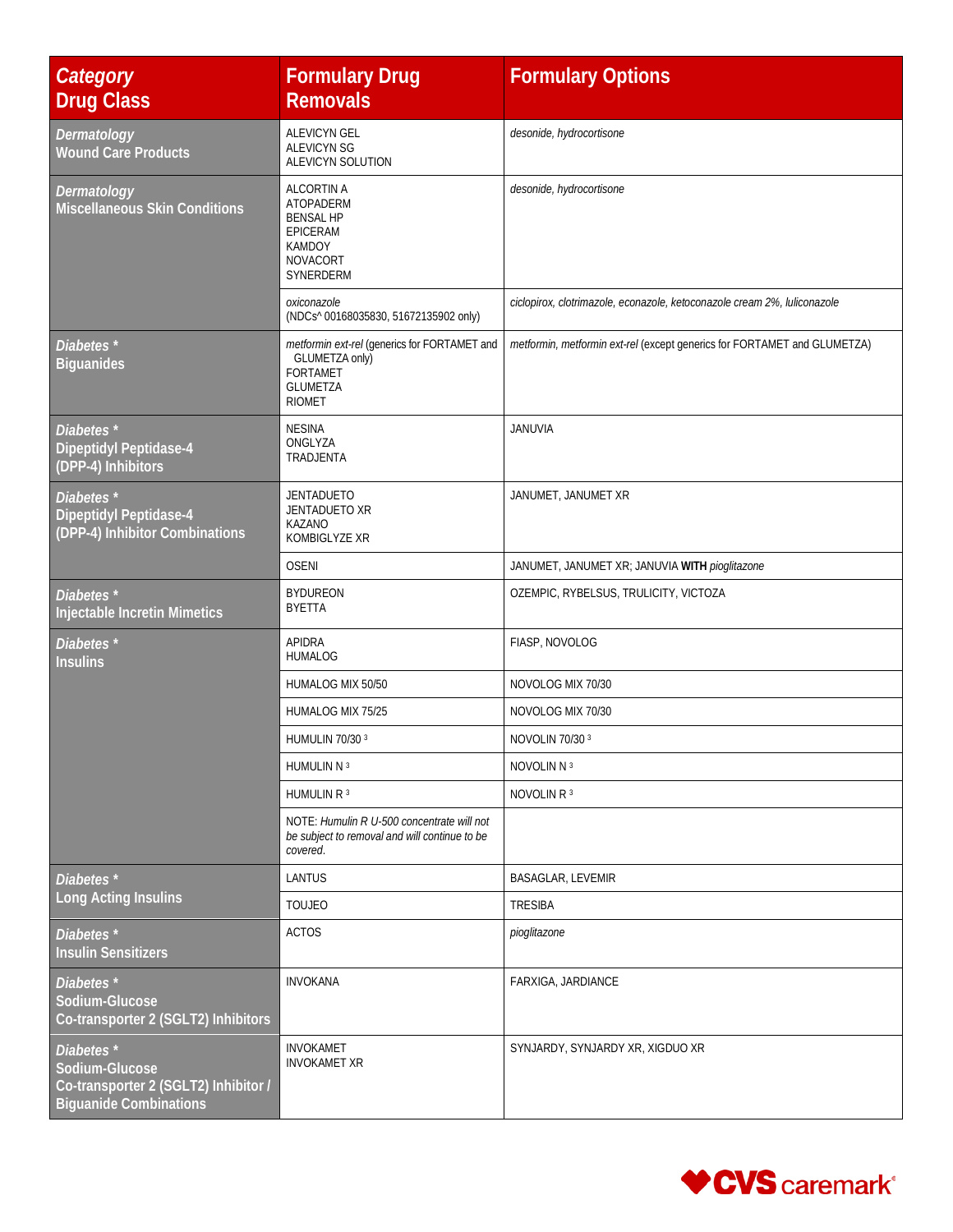| *Category* Drug Class | Formulary Drug Removals | Formulary Options |
|---|---|---|
| *Dermatology* **Wound Care Products** | ALEVICYN GEL<br>ALEVICYN SG<br>ALEVICYN SOLUTION | *desonide, hydrocortisone* |
| *Dermatology* **Miscellaneous Skin Conditions** | ALCORTIN A<br>ATOPADERM<br>BENSAL HP<br>EPICERAM<br>KAMDOY<br>NOVACORT<br>SYNERDERM | *desonide, hydrocortisone* |
| | *oxiconazole*<br>(NDCs^ 00168035830, 51672135902 only) | *ciclopirox, clotrimazole, econazole, ketoconazole cream 2%, luliconazole* |
| *Diabetes ** **Biguanides** | *metformin ext-rel* (generics for FORTAMET and GLUMETZA only)<br>FORTAMET<br>GLUMETZA<br>RIOMET | *metformin, metformin ext-rel* (except generics for FORTAMET and GLUMETZA) |
| *Diabetes ** **Dipeptidyl Peptidase-4 (DPP-4) Inhibitors** | NESINA<br>ONGLYZA<br>TRADJENTA | JANUVIA |
| *Diabetes ** **Dipeptidyl Peptidase-4 (DPP-4) Inhibitor Combinations** | JENTADUETO<br>JENTADUETO XR<br>KAZANO<br>KOMBIGLYZE XR | JANUMET, JANUMET XR |
| | OSENI | JANUMET, JANUMET XR; JANUVIA **WITH** *pioglitazone* |
| *Diabetes ** **Injectable Incretin Mimetics** | BYDUREON<br>BYETTA | OZEMPIC, RYBELSUS, TRULICITY, VICTOZA |
| *Diabetes ** **Insulins** | APIDRA<br>HUMALOG | FIASP, NOVOLOG |
| | HUMALOG MIX 50/50 | NOVOLOG MIX 70/30 |
| | HUMALOG MIX 75/25 | NOVOLOG MIX 70/30 |
| | HUMULIN 70/30 [3] | NOVOLIN 70/30 [3] |
| | HUMULIN N [3] | NOVOLIN N [3] |
| | HUMULIN R [3] | NOVOLIN R [3] |
| | NOTE: *Humulin R U-500 concentrate will not be subject to removal and will continue to be covered.* | |
| *Diabetes ** **Long Acting Insulins** | LANTUS | BASAGLAR, LEVEMIR |
| | TOUJEO | TRESIBA |
| *Diabetes ** **Insulin Sensitizers** | ACTOS | *pioglitazone* |
| *Diabetes ** **Sodium-Glucose Co-transporter 2 (SGLT2) Inhibitors** | INVOKANA | FARXIGA, JARDIANCE |
| *Diabetes ** **Sodium-Glucose Co-transporter 2 (SGLT2) Inhibitor / Biguanide Combinations** | INVOKAMET<br>INVOKAMET XR | SYNJARDY, SYNJARDY XR, XIGDUO XR |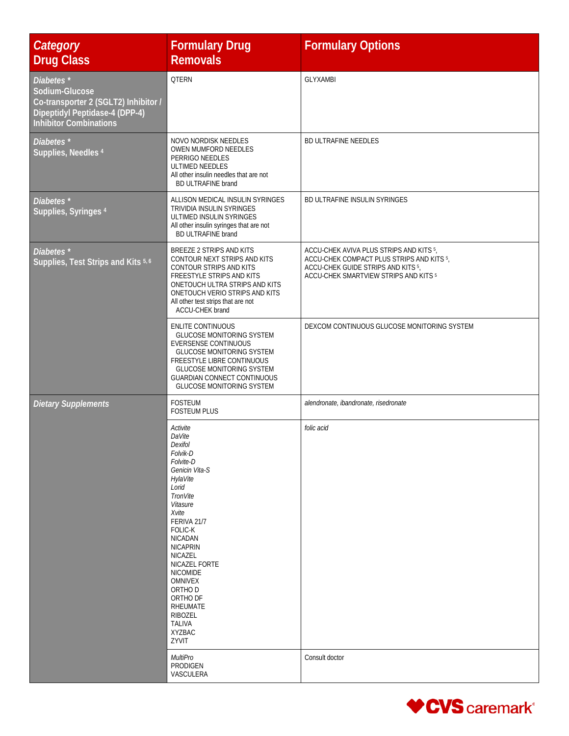| *Category* **Drug Class** | **Formulary Drug Removals** | **Formulary Options** |
|---|---|---|
| ***Diabetes \**** **Sodium-Glucose Co-transporter 2 (SGLT2) Inhibitor / Dipeptidyl Peptidase-4 (DPP-4) Inhibitor Combinations** | QTERN | GLYXAMBI |
| ***Diabetes \**** **Supplies, Needles [4]** | NOVO NORDISK NEEDLES<br>OWEN MUMFORD NEEDLES<br>PERRIGO NEEDLES<br>ULTIMED NEEDLES<br>All other insulin needles that are not BD ULTRAFINE brand | BD ULTRAFINE NEEDLES |
| ***Diabetes \**** **Supplies, Syringes [4]** | ALLISON MEDICAL INSULIN SYRINGES<br>TRIVIDIA INSULIN SYRINGES<br>ULTIMED INSULIN SYRINGES<br>All other insulin syringes that are not BD ULTRAFINE brand | BD ULTRAFINE INSULIN SYRINGES |
| ***Diabetes \**** **Supplies, Test Strips and Kits [5, 6]** | BREEZE 2 STRIPS AND KITS<br>CONTOUR NEXT STRIPS AND KITS<br>CONTOUR STRIPS AND KITS<br>FREESTYLE STRIPS AND KITS<br>ONETOUCH ULTRA STRIPS AND KITS<br>ONETOUCH VERIO STRIPS AND KITS<br>All other test strips that are not ACCU-CHEK brand | ACCU-CHEK AVIVA PLUS STRIPS AND KITS [5],<br>ACCU-CHEK COMPACT PLUS STRIPS AND KITS [5],<br>ACCU-CHEK GUIDE STRIPS AND KITS [5],<br>ACCU-CHEK SMARTVIEW STRIPS AND KITS [5] |
| | ENLITE CONTINUOUS GLUCOSE MONITORING SYSTEM<br>EVERSENSE CONTINUOUS GLUCOSE MONITORING SYSTEM<br>FREESTYLE LIBRE CONTINUOUS GLUCOSE MONITORING SYSTEM<br>GUARDIAN CONNECT CONTINUOUS GLUCOSE MONITORING SYSTEM | DEXCOM CONTINUOUS GLUCOSE MONITORING SYSTEM |
| ***Dietary Supplements*** | FOSTEUM<br>FOSTEUM PLUS | *alendronate, ibandronate, risedronate* |
| | *Activite*<br>*DaVite*<br>*Dexifol*<br>*Folvik-D*<br>*Folvite-D*<br>*Genicin Vita-S*<br>*HylaVite*<br>*Lorid*<br>*TronVite*<br>*Vitasure*<br>*Xvite*<br>FERIVA 21/7<br>FOLIC-K<br>NICADAN<br>NICAPRIN<br>NICAZEL<br>NICAZEL FORTE<br>NICOMIDE<br>OMNIVEX<br>ORTHO D<br>ORTHO DF<br>RHEUMATE<br>RIBOZEL<br>TALIVA<br>XYZBAC<br>ZYVIT | *folic acid* |
| | *MultiPro*<br>PRODIGEN<br>VASCULERA | Consult doctor |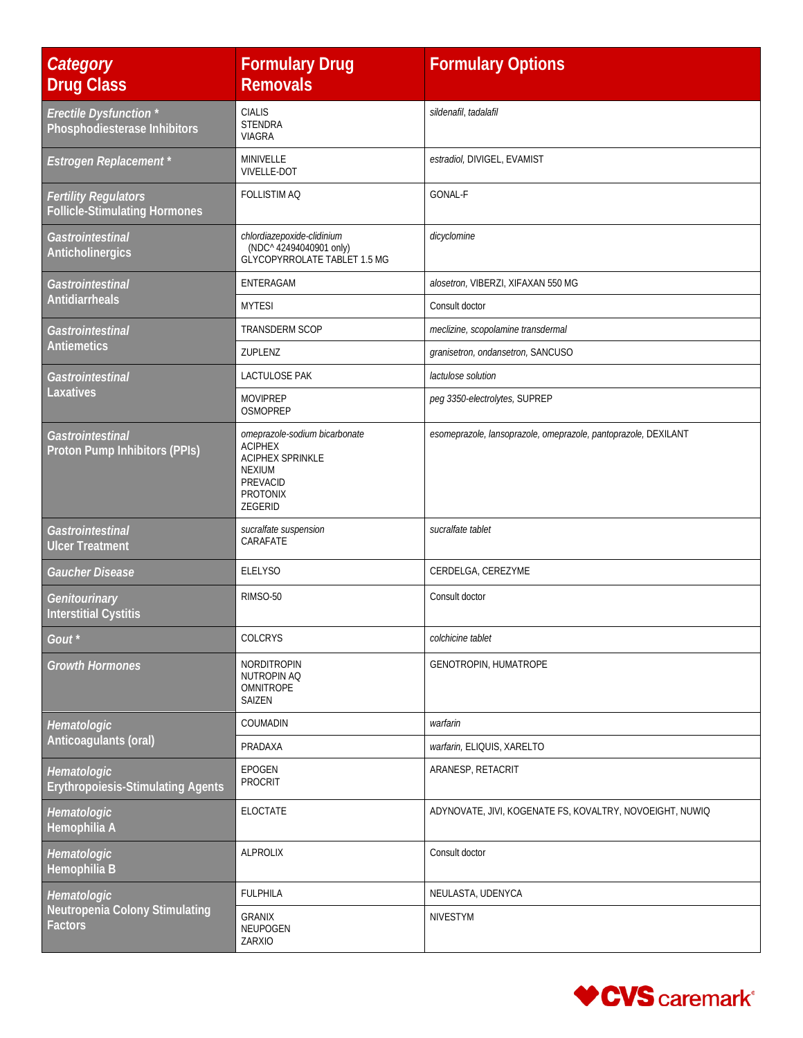| *Category* Drug Class | Formulary Drug Removals | Formulary Options |
|---|---|---|
| *Erectile Dysfunction* * Phosphodiesterase Inhibitors | CIALIS STENDRA VIAGRA | *sildenafil, tadalafil* |
| *Estrogen Replacement* * | MINIVELLE VIVELLE-DOT | *estradiol,* DIVIGEL, EVAMIST |
| *Fertility Regulators* Follicle-Stimulating Hormones | FOLLISTIM AQ | GONAL-F |
| *Gastrointestinal* Anticholinergics | *chlordiazepoxide-clidinium* (NDC^ 42494040901 only) GLYCOPYRROLATE TABLET 1.5 MG | *dicyclomine* |
| *Gastrointestinal* Antidiarrheals | ENTERAGAM | *alosetron,* VIBERZI, XIFAXAN 550 MG |
| | MYTESI | Consult doctor |
| *Gastrointestinal* Antiemetics | TRANSDERM SCOP | *meclizine, scopolamine transdermal* |
| | ZUPLENZ | *granisetron, ondansetron,* SANCUSO |
| *Gastrointestinal* Laxatives | LACTULOSE PAK | *lactulose solution* |
| | MOVIPREP OSMOPREP | *peg 3350-electrolytes,* SUPREP |
| *Gastrointestinal* Proton Pump Inhibitors (PPIs) | *omeprazole-sodium bicarbonate* ACIPHEX ACIPHEX SPRINKLE NEXIUM PREVACID PROTONIX ZEGERID | *esomeprazole, lansoprazole, omeprazole, pantoprazole,* DEXILANT |
| *Gastrointestinal* Ulcer Treatment | *sucralfate suspension* CARAFATE | *sucralfate tablet* |
| *Gaucher Disease* | ELELYSO | CERDELGA, CEREZYME |
| *Genitourinary* Interstitial Cystitis | RIMSO-50 | Consult doctor |
| *Gout* * | COLCRYS | *colchicine tablet* |
| *Growth Hormones* | NORDITROPIN NUTROPIN AQ OMNITROPE SAIZEN | GENOTROPIN, HUMATROPE |
| *Hematologic* Anticoagulants (oral) | COUMADIN | *warfarin* |
| | PRADAXA | *warfarin,* ELIQUIS, XARELTO |
| *Hematologic* Erythropoiesis-Stimulating Agents | EPOGEN PROCRIT | ARANESP, RETACRIT |
| *Hematologic* Hemophilia A | ELOCTATE | ADYNOVATE, JIVI, KOGENATE FS, KOVALTRY, NOVOEIGHT, NUWIQ |
| *Hematologic* Hemophilia B | ALPROLIX | Consult doctor |
| *Hematologic* Neutropenia Colony Stimulating Factors | FULPHILA | NEULASTA, UDENYCA |
| | GRANIX NEUPOGEN ZARXIO | NIVESTYM |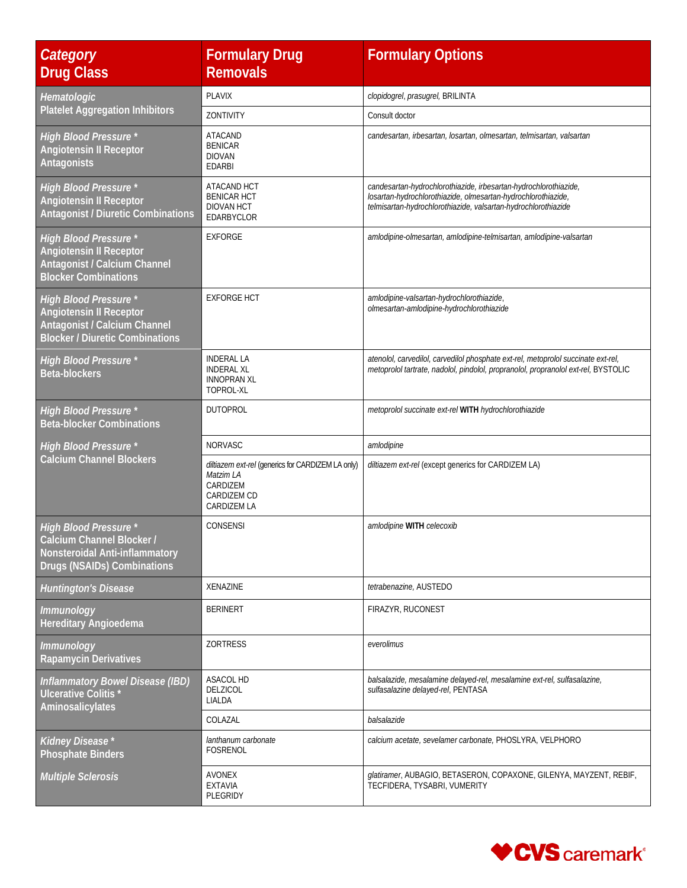| *Category* **Drug Class** | **Formulary Drug Removals** | **Formulary Options** |
|---|---|---|
| *Hematologic* **Platelet Aggregation Inhibitors** | PLAVIX | *clopidogrel, prasugrel,* BRILINTA |
| | ZONTIVITY | Consult doctor |
| *High Blood Pressure ** **Angiotensin II Receptor Antagonists** | ATACAND<br>BENICAR<br>DIOVAN<br>EDARBI | *candesartan, irbesartan, losartan, olmesartan, telmisartan, valsartan* |
| *High Blood Pressure ** **Angiotensin II Receptor Antagonist / Diuretic Combinations** | ATACAND HCT<br>BENICAR HCT<br>DIOVAN HCT<br>EDARBYCLOR | *candesartan-hydrochlorothiazide, irbesartan-hydrochlorothiazide, losartan-hydrochlorothiazide, olmesartan-hydrochlorothiazide, telmisartan-hydrochlorothiazide, valsartan-hydrochlorothiazide* |
| *High Blood Pressure ** **Angiotensin II Receptor Antagonist / Calcium Channel Blocker Combinations** | EXFORGE | *amlodipine-olmesartan, amlodipine-telmisartan, amlodipine-valsartan* |
| *High Blood Pressure ** **Angiotensin II Receptor Antagonist / Calcium Channel Blocker / Diuretic Combinations** | EXFORGE HCT | *amlodipine-valsartan-hydrochlorothiazide, olmesartan-amlodipine-hydrochlorothiazide* |
| *High Blood Pressure ** **Beta-blockers** | INDERAL LA<br>INDERAL XL<br>INNOPRAN XL<br>TOPROL-XL | *atenolol, carvedilol, carvedilol phosphate ext-rel, metoprolol succinate ext-rel, metoprolol tartrate, nadolol, pindolol, propranolol, propranolol ext-rel,* BYSTOLIC |
| *High Blood Pressure ** **Beta-blocker Combinations** | DUTOPROL | *metoprolol succinate ext-rel* **WITH** *hydrochlorothiazide* |
| *High Blood Pressure ** **Calcium Channel Blockers** | NORVASC | *amlodipine* |
| | *diltiazem ext-rel* (generics for CARDIZEM LA only)<br>*Matzim LA*<br>CARDIZEM<br>CARDIZEM CD<br>CARDIZEM LA | *diltiazem ext-rel* (except generics for CARDIZEM LA) |
| *High Blood Pressure ** **Calcium Channel Blocker / Nonsteroidal Anti-inflammatory Drugs (NSAIDs) Combinations** | CONSENSI | *amlodipine* **WITH** *celecoxib* |
| *Huntington's Disease* | XENAZINE | *tetrabenazine,* AUSTEDO |
| *Immunology* **Hereditary Angioedema** | BERINERT | FIRAZYR, RUCONEST |
| *Immunology* **Rapamycin Derivatives** | ZORTRESS | *everolimus* |
| *Inflammatory Bowel Disease (IBD)* **Ulcerative Colitis * Aminosalicylates** | ASACOL HD<br>DELZICOL<br>LIALDA | *balsalazide, mesalamine delayed-rel, mesalamine ext-rel, sulfasalazine, sulfasalazine delayed-rel,* PENTASA |
| | COLAZAL | *balsalazide* |
| *Kidney Disease ** **Phosphate Binders** | *lanthanum carbonate*<br>FOSRENOL | *calcium acetate, sevelamer carbonate,* PHOSLYRA, VELPHORO |
| *Multiple Sclerosis* | AVONEX<br>EXTAVIA<br>PLEGRIDY | *glatiramer,* AUBAGIO, BETASERON, COPAXONE, GILENYA, MAYZENT, REBIF, TECFIDERA, TYSABRI, VUMERITY |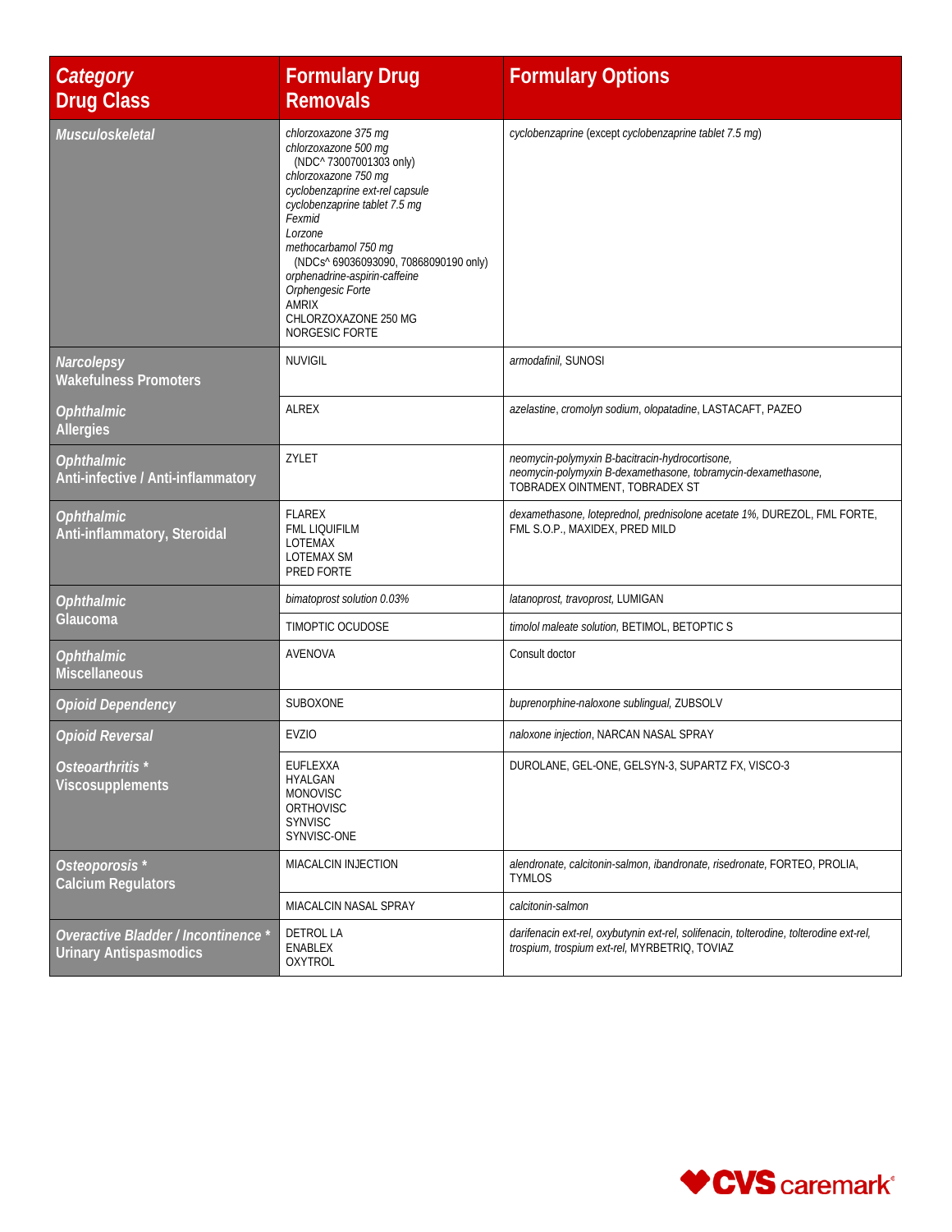| *Category* **Drug Class** | Formulary Drug Removals | Formulary Options |
|---|---|---|
| ***Musculoskeletal*** | *chlorzoxazone 375 mg*<br>*chlorzoxazone 500 mg* (NDC^ 73007001303 only)<br>*chlorzoxazone 750 mg*<br>*cyclobenzaprine ext-rel capsule*<br>*cyclobenzaprine tablet 7.5 mg*<br>*Fexmid*<br>*Lorzone*<br>*methocarbamol 750 mg* (NDCs^ 69036093090, 70868090190 only)<br>*orphenadrine-aspirin-caffeine*<br>*Orphengesic Forte*<br>AMRIX<br>CHLORZOXAZONE 250 MG<br>NORGESIC FORTE | *cyclobenzaprine* (except *cyclobenzaprine tablet 7.5 mg*) |
| ***Narcolepsy*** **Wakefulness Promoters** | NUVIGIL | *armodafinil*, SUNOSI |
| ***Ophthalmic*** **Allergies** | ALREX | *azelastine*, *cromolyn sodium*, *olopatadine*, LASTACAFT, PAZEO |
| ***Ophthalmic*** **Anti-infective / Anti-inflammatory** | ZYLET | *neomycin-polymyxin B-bacitracin-hydrocortisone*, *neomycin-polymyxin B-dexamethasone*, *tobramycin-dexamethasone*, TOBRADEX OINTMENT, TOBRADEX ST |
| ***Ophthalmic*** **Anti-inflammatory, Steroidal** | FLAREX<br>FML LIQUIFILM<br>LOTEMAX<br>LOTEMAX SM<br>PRED FORTE | *dexamethasone*, *loteprednol*, *prednisolone acetate 1%*, DUREZOL, FML FORTE, FML S.O.P., MAXIDEX, PRED MILD |
| ***Ophthalmic*** **Glaucoma** | *bimatoprost solution 0.03%* | *latanoprost*, *travoprost*, LUMIGAN |
| | TIMOPTIC OCUDOSE | *timolol maleate solution*, BETIMOL, BETOPTIC S |
| ***Ophthalmic*** **Miscellaneous** | AVENOVA | Consult doctor |
| ***Opioid Dependency*** | SUBOXONE | *buprenorphine-naloxone sublingual*, ZUBSOLV |
| ***Opioid Reversal*** | EVZIO | *naloxone injection*, NARCAN NASAL SPRAY |
| ***Osteoarthritis \**** **Viscosupplements** | EUFLEXXA<br>HYALGAN<br>MONOVISC<br>ORTHOVISC<br>SYNVISC<br>SYNVISC-ONE | DUROLANE, GEL-ONE, GELSYN-3, SUPARTZ FX, VISCO-3 |
| ***Osteoporosis \**** **Calcium Regulators** | MIACALCIN INJECTION | *alendronate*, *calcitonin-salmon*, *ibandronate*, *risedronate*, FORTEO, PROLIA, TYMLOS |
| | MIACALCIN NASAL SPRAY | *calcitonin-salmon* |
| ***Overactive Bladder / Incontinence \**** **Urinary Antispasmodics** | DETROL LA<br>ENABLEX<br>OXYTROL | *darifenacin ext-rel*, *oxybutynin ext-rel*, *solifenacin*, *tolterodine*, *tolterodine ext-rel*, *trospium*, *trospium ext-rel*, MYRBETRIQ, TOVIAZ |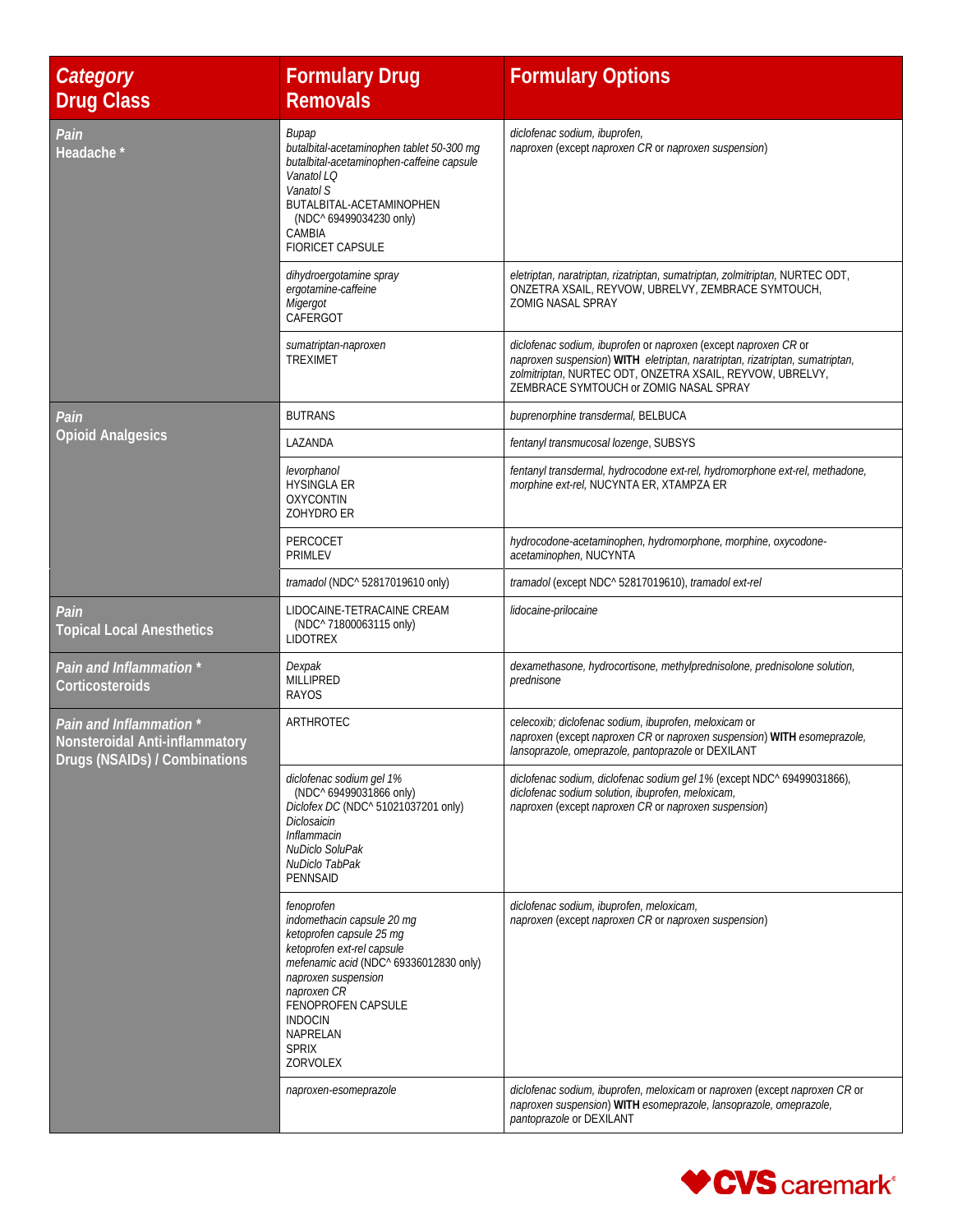| *Category* **Drug Class** | **Formulary Drug Removals** | **Formulary Options** |
|---|---|---|
| *Pain* **Headache *** | *Bupap*<br>*butalbital-acetaminophen tablet 50-300 mg*<br>*butalbital-acetaminophen-caffeine capsule*<br>*Vanatol LQ*<br>*Vanatol S*<br>BUTALBITAL-ACETAMINOPHEN (NDC^ 69499034230 only)<br>CAMBIA<br>FIORICET CAPSULE | *diclofenac sodium, ibuprofen,*<br>*naproxen* (except *naproxen CR* or *naproxen suspension*) |
| | *dihydroergotamine spray*<br>*ergotamine-caffeine*<br>*Migergot*<br>CAFERGOT | *eletriptan, naratriptan, rizatriptan, sumatriptan, zolmitriptan,* NURTEC ODT, ONZETRA XSAIL, REYVOW, UBRELVY, ZEMBRACE SYMTOUCH, ZOMIG NASAL SPRAY |
| | *sumatriptan-naproxen*<br>TREXIMET | *diclofenac sodium, ibuprofen* or *naproxen* (except *naproxen CR* or *naproxen suspension*) **WITH** *eletriptan, naratriptan, rizatriptan, sumatriptan, zolmitriptan,* NURTEC ODT, ONZETRA XSAIL, REYVOW, UBRELVY, ZEMBRACE SYMTOUCH or ZOMIG NASAL SPRAY |
| *Pain* **Opioid Analgesics** | BUTRANS | *buprenorphine transdermal,* BELBUCA |
| | LAZANDA | *fentanyl transmucosal lozenge,* SUBSYS |
| | *levorphanol*<br>HYSINGLA ER<br>OXYCONTIN<br>ZOHYDRO ER | *fentanyl transdermal, hydrocodone ext-rel, hydromorphone ext-rel, methadone, morphine ext-rel,* NUCYNTA ER, XTAMPZA ER |
| | PERCOCET<br>PRIMLEV | *hydrocodone-acetaminophen, hydromorphone, morphine, oxycodone-acetaminophen,* NUCYNTA |
| | *tramadol* (NDC^ 52817019610 only) | *tramadol* (except NDC^ 52817019610), *tramadol ext-rel* |
| *Pain* **Topical Local Anesthetics** | LIDOCAINE-TETRACAINE CREAM (NDC^ 71800063115 only)<br>LIDOTREX | *lidocaine-prilocaine* |
| *Pain and Inflammation ** **Corticosteroids** | *Dexpak*<br>MILLIPRED<br>RAYOS | *dexamethasone, hydrocortisone, methylprednisolone, prednisolone solution, prednisone* |
| *Pain and Inflammation ** **Nonsteroidal Anti-inflammatory Drugs (NSAIDs) / Combinations** | ARTHROTEC | *celecoxib; diclofenac sodium, ibuprofen, meloxicam* or *naproxen* (except *naproxen CR* or *naproxen suspension*) **WITH** *esomeprazole, lansoprazole, omeprazole, pantoprazole* or DEXILANT |
| | *diclofenac sodium gel 1%* (NDC^ 69499031866 only)<br>*Diclofex DC* (NDC^ 51021037201 only)<br>*Diclosaicin*<br>*Inflammacin*<br>*NuDiclo SoluPak*<br>*NuDiclo TabPak*<br>PENNSAID | *diclofenac sodium, diclofenac sodium gel 1%* (except NDC^ 69499031866), *diclofenac sodium solution, ibuprofen, meloxicam,*<br>*naproxen* (except *naproxen CR* or *naproxen suspension*) |
| | *fenoprofen*<br>*indomethacin capsule 20 mg*<br>*ketoprofen capsule 25 mg*<br>*ketoprofen ext-rel capsule*<br>*mefenamic acid* (NDC^ 69336012830 only)<br>*naproxen suspension*<br>*naproxen CR*<br>FENOPROFEN CAPSULE<br>INDOCIN<br>NAPRELAN<br>SPRIX<br>ZORVOLEX | *diclofenac sodium, ibuprofen, meloxicam,*<br>*naproxen* (except *naproxen CR* or *naproxen suspension*) |
| | *naproxen-esomeprazole* | *diclofenac sodium, ibuprofen, meloxicam* or *naproxen* (except *naproxen CR* or *naproxen suspension*) **WITH** *esomeprazole, lansoprazole, omeprazole, pantoprazole* or DEXILANT |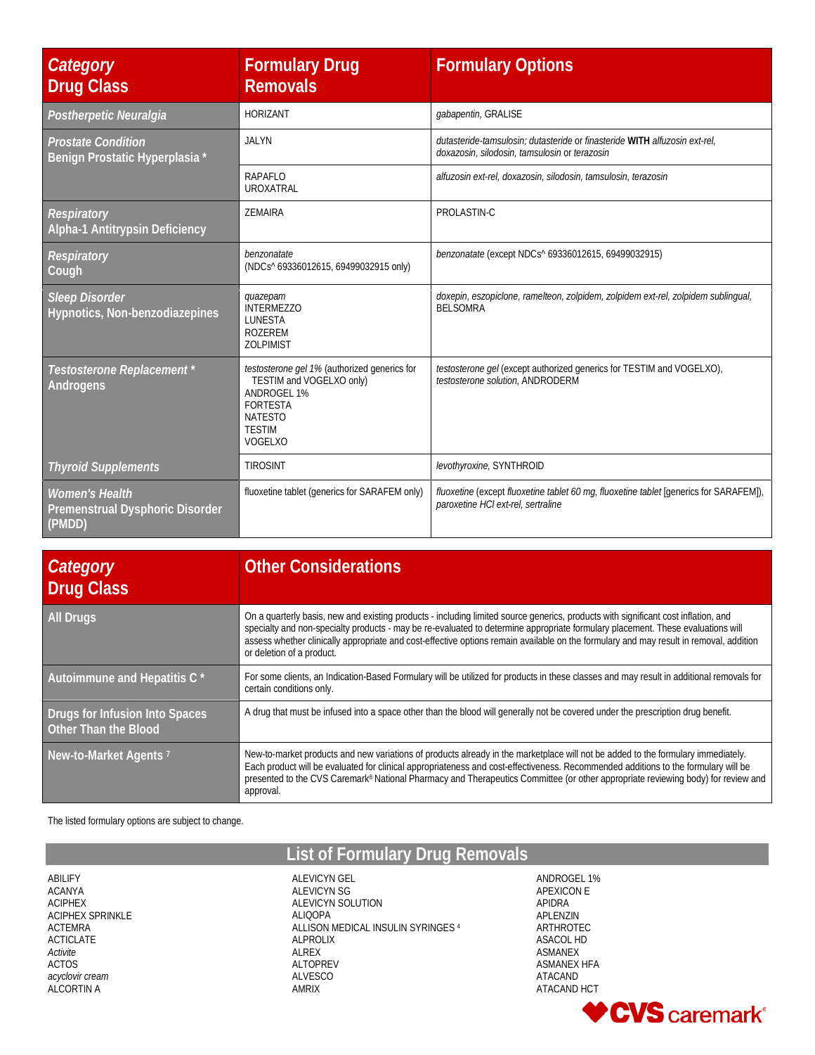| *Category* Drug Class | Formulary Drug Removals | Formulary Options |
|---|---|---|
| *Postherpetic Neuralgia* | HORIZANT | *gabapentin,* GRALISE |
| *Prostate Condition* Benign Prostatic Hyperplasia * | JALYN | *dutasteride-tamsulosin; dutasteride* or *finasteride* **WITH** *alfuzosin ext-rel, doxazosin, silodosin, tamsulosin* or *terazosin* |
| | RAPAFLO UROXATRAL | *alfuzosin ext-rel, doxazosin, silodosin, tamsulosin, terazosin* |
| *Respiratory* Alpha-1 Antitrypsin Deficiency | ZEMAIRA | PROLASTIN-C |
| *Respiratory* Cough | *benzonatate* (NDCs^ 69336012615, 69499032915 only) | *benzonatate* (except NDCs^ 69336012615, 69499032915) |
| *Sleep Disorder* Hypnotics, Non-benzodiazepines | *quazepam* INTERMEZZO LUNESTA ROZEREM ZOLPIMIST | *doxepin, eszopiclone, ramelteon, zolpidem, zolpidem ext-rel, zolpidem sublingual,* BELSOMRA |
| *Testosterone Replacement ** Androgens | *testosterone gel 1%* (authorized generics for TESTIM and VOGELXO only) ANDROGEL 1% FORTESTA NATESTO TESTIM VOGELXO | *testosterone gel* (except authorized generics for TESTIM and VOGELXO), *testosterone solution,* ANDRODERM |
| *Thyroid Supplements* | TIROSINT | *levothyroxine,* SYNTHROID |
| *Women's Health* Premenstrual Dysphoric Disorder (PMDD) | fluoxetine tablet (generics for SARAFEM only) | *fluoxetine* (except *fluoxetine tablet 60 mg, fluoxetine tablet* [generics for SARAFEM]), *paroxetine HCl ext-rel, sertraline* |

| *Category* Drug Class | Other Considerations |
|---|---|
| All Drugs | On a quarterly basis, new and existing products - including limited source generics, products with significant cost inflation, and specialty and non-specialty products - may be re-evaluated to determine appropriate formulary placement. These evaluations will assess whether clinically appropriate and cost-effective options remain available on the formulary and may result in removal, addition or deletion of a product. |
| Autoimmune and Hepatitis C * | For some clients, an Indication-Based Formulary will be utilized for products in these classes and may result in additional removals for certain conditions only. |
| Drugs for Infusion Into Spaces Other Than the Blood | A drug that must be infused into a space other than the blood will generally not be covered under the prescription drug benefit. |
| New-to-Market Agents [7] | New-to-market products and new variations of products already in the marketplace will not be added to the formulary immediately. Each product will be evaluated for clinical appropriateness and cost-effectiveness. Recommended additions to the formulary will be presented to the CVS Caremark® National Pharmacy and Therapeutics Committee (or other appropriate reviewing body) for review and approval. |

The listed formulary options are subject to change.

## List of Formulary Drug Removals

ABILIFY
ACANYA
ACIPHEX
ACIPHEX SPRINKLE
ACTEMRA
ACTICLATE
*Activite*
ACTOS
*acyclovir cream*
ALCORTIN A
ALEVICYN GEL
ALEVICYN SG
ALEVICYN SOLUTION
ALIQOPA
ALLISON MEDICAL INSULIN SYRINGES [4]
ALPROLIX
ALREX
ALTOPREV
ALVESCO
AMRIX
ANDROGEL 1%
APEXICON E
APIDRA
APLENZIN
ARTHROTEC
ASACOL HD
ASMANEX
ASMANEX HFA
ATACAND
ATACAND HCT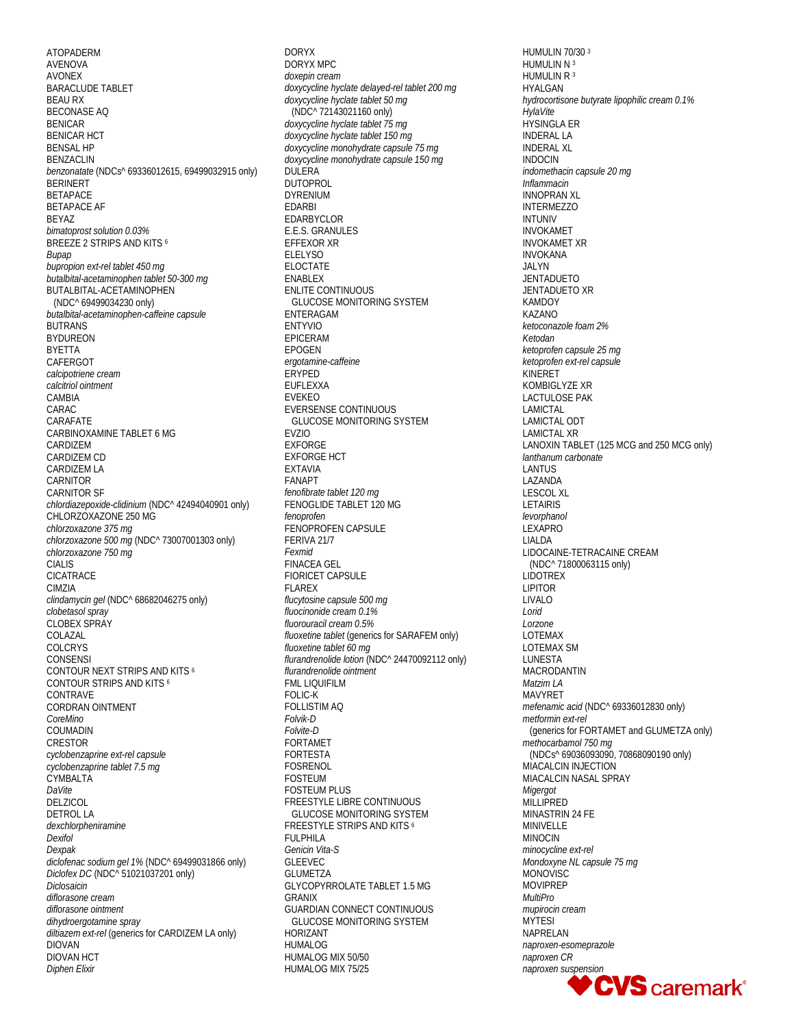ATOPADERM
AVENOVA
AVONEX
BARACLUDE TABLET
BEAU RX
BECONASE AQ
BENICAR
BENICAR HCT
BENSAL HP
BENZACLIN
*benzonatate* (NDCs^ 69336012615, 69499032915 only)
BERINERT
BETAPACE
BETAPACE AF
BEYAZ
*bimatoprost solution 0.03%*
BREEZE 2 STRIPS AND KITS [6]
*Bupap*
*bupropion ext-rel tablet 450 mg*
*butalbital-acetaminophen tablet 50-300 mg*
BUTALBITAL-ACETAMINOPHEN
(NDC^ 69499034230 only)
*butalbital-acetaminophen-caffeine capsule*
BUTRANS
BYDUREON
BYETTA
CAFERGOT
*calcipotriene cream*
*calcitriol ointment*
CAMBIA
CARAC
CARAFATE
CARBINOXAMINE TABLET 6 MG
CARDIZEM
CARDIZEM CD
CARDIZEM LA
CARNITOR
CARNITOR SF
*chlordiazepoxide-clidinium* (NDC^ 42494040901 only)
CHLORZOXAZONE 250 MG
*chlorzoxazone 375 mg*
*chlorzoxazone 500 mg* (NDC^ 73007001303 only)
*chlorzoxazone 750 mg*
CIALIS
CICATRACE
CIMZIA
*clindamycin gel* (NDC^ 68682046275 only)
*clobetasol spray*
CLOBEX SPRAY
COLAZAL
COLCRYS
CONSENSI
CONTOUR NEXT STRIPS AND KITS [6]
CONTOUR STRIPS AND KITS [6]
CONTRAVE
CORDRAN OINTMENT
*CoreMino*
COUMADIN
CRESTOR
*cyclobenzaprine ext-rel capsule*
*cyclobenzaprine tablet 7.5 mg*
CYMBALTA
*DaVite*
DELZICOL
DETROL LA
*dexchlorpheniramine*
*Dexifol*
*Dexpak*
*diclofenac sodium gel 1%* (NDC^ 69499031866 only)
*Diclofex DC* (NDC^ 51021037201 only)
*Diclosaicin*
*diflorasone cream*
*diflorasone ointment*
*dihydroergotamine spray*
*diltiazem ext-rel* (generics for CARDIZEM LA only)
DIOVAN
DIOVAN HCT
*Diphen Elixir*
DORYX
DORYX MPC
*doxepin cream*
*doxycycline hyclate delayed-rel tablet 200 mg*
*doxycycline hyclate tablet 50 mg*
(NDC^ 72143021160 only)
*doxycycline hyclate tablet 75 mg*
*doxycycline hyclate tablet 150 mg*
*doxycycline monohydrate capsule 75 mg*
*doxycycline monohydrate capsule 150 mg*
DULERA
DUTOPROL
DYRENIUM
EDARBI
EDARBYCLOR
E.E.S. GRANULES
EFFEXOR XR
ELELYSO
ELOCTATE
ENABLEX
ENLITE CONTINUOUS
GLUCOSE MONITORING SYSTEM
ENTERAGAM
ENTYVIO
EPICERAM
EPOGEN
*ergotamine-caffeine*
ERYPED
EUFLEXXA
EVEKEO
EVERSENSE CONTINUOUS
GLUCOSE MONITORING SYSTEM
EVZIO
EXFORGE
EXFORGE HCT
EXTAVIA
FANAPT
*fenofibrate tablet 120 mg*
FENOGLIDE TABLET 120 MG
*fenoprofen*
FENOPROFEN CAPSULE
FERIVA 21/7
*Fexmid*
FINACEA GEL
FIORICET CAPSULE
FLAREX
*flucytosine capsule 500 mg*
*fluocinonide cream 0.1%*
*fluorouracil cream 0.5%*
*fluoxetine tablet* (generics for SARAFEM only)
*fluoxetine tablet 60 mg*
*flurandrenolide lotion* (NDC^ 24470092112 only)
*flurandrenolide ointment*
FML LIQUIFILM
FOLIC-K
FOLLISTIM AQ
*Folvik-D*
*Folvite-D*
FORTAMET
FORTESTA
FOSRENOL
FOSTEUM
FOSTEUM PLUS
FREESTYLE LIBRE CONTINUOUS
GLUCOSE MONITORING SYSTEM
FREESTYLE STRIPS AND KITS [6]
FULPHILA
*Genicin Vita-S*
GLEEVEC
GLUMETZA
GLYCOPYRROLATE TABLET 1.5 MG
GRANIX
GUARDIAN CONNECT CONTINUOUS
GLUCOSE MONITORING SYSTEM
HORIZANT
HUMALOG
HUMALOG MIX 50/50
HUMALOG MIX 75/25
HUMULIN 70/30 [3]
HUMULIN N [3]
HUMULIN R [3]
HYALGAN
*hydrocortisone butyrate lipophilic cream 0.1%*
*HylaVite*
HYSINGLA ER
INDERAL LA
INDERAL XL
INDOCIN
*indomethacin capsule 20 mg*
*Inflammacin*
INNOPRAN XL
INTERMEZZO
INTUNIV
INVOKAMET
INVOKAMET XR
INVOKANA
JALYN
JENTADUETO
JENTADUETO XR
KAMDOY
KAZANO
*ketoconazole foam 2%*
*Ketodan*
*ketoprofen capsule 25 mg*
*ketoprofen ext-rel capsule*
KINERET
KOMBIGLYZE XR
LACTULOSE PAK
LAMICTAL
LAMICTAL ODT
LAMICTAL XR
LANOXIN TABLET (125 MCG and 250 MCG only)
*lanthanum carbonate*
LANTUS
LAZANDA
LESCOL XL
LETAIRIS
*levorphanol*
LEXAPRO
LIALDA
LIDOCAINE-TETRACAINE CREAM
(NDC^ 71800063115 only)
LIDOTREX
LIPITOR
LIVALO
*Lorid*
*Lorzone*
LOTEMAX
LOTEMAX SM
LUNESTA
MACRODANTIN
*Matzim LA*
MAVYRET
*mefenamic acid* (NDC^ 69336012830 only)
*metformin ext-rel*
(generics for FORTAMET and GLUMETZA only)
*methocarbamol 750 mg*
(NDCs^ 69036093090, 70868090190 only)
MIACALCIN INJECTION
MIACALCIN NASAL SPRAY
*Migergot*
MILLIPRED
MINASTRIN 24 FE
MINIVELLE
MINOCIN
*minocycline ext-rel*
*Mondoxyne NL capsule 75 mg*
MONOVISC
MOVIPREP
*MultiPro*
*mupirocin cream*
MYTESI
NAPRELAN
*naproxen-esomeprazole*
*naproxen CR*
*naproxen suspension*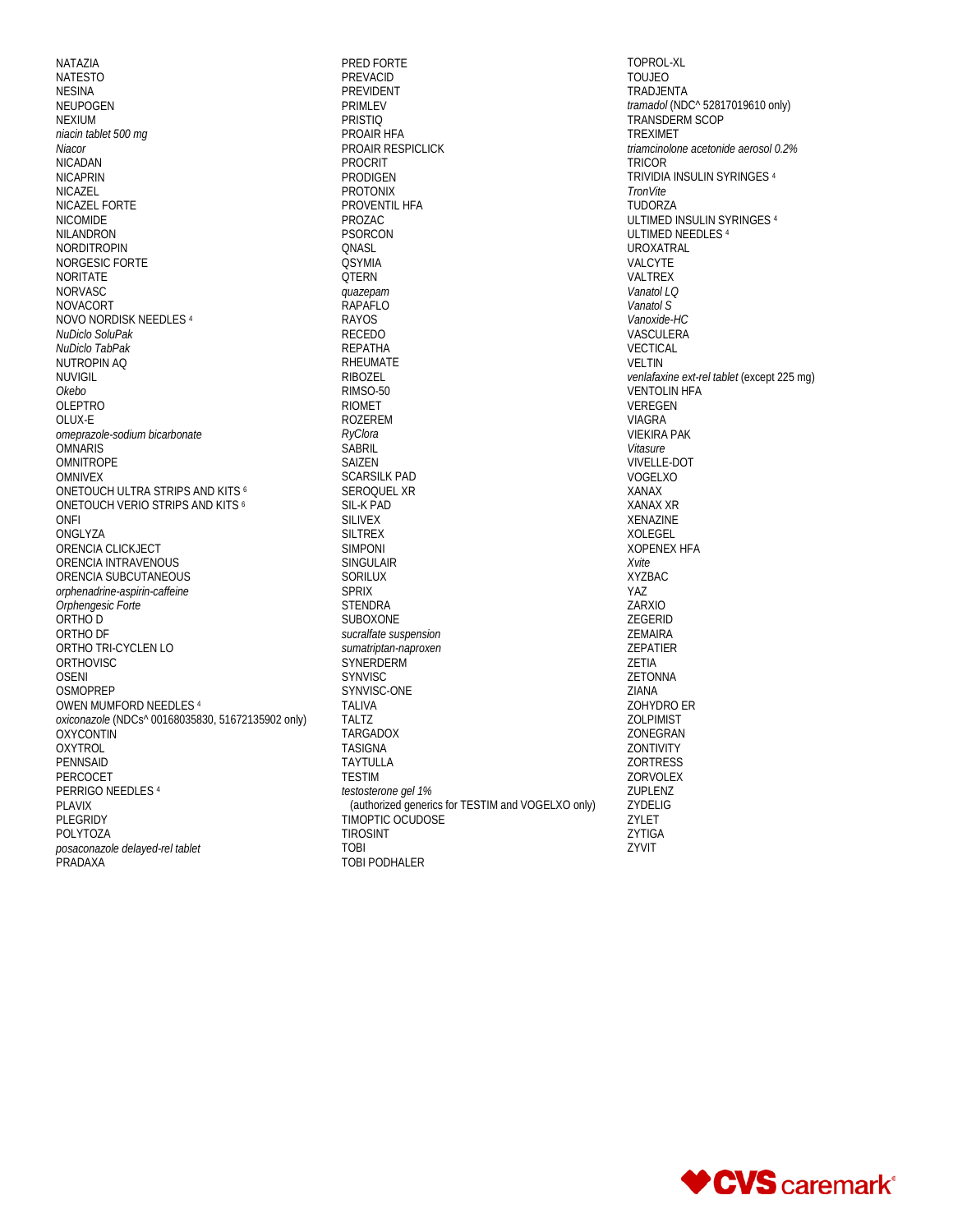NATAZIA
NATESTO
NESINA
NEUPOGEN
NEXIUM
*niacin tablet 500 mg*
*Niacor*
NICADAN
NICAPRIN
NICAZEL
NICAZEL FORTE
NICOMIDE
NILANDRON
NORDITROPIN
NORGESIC FORTE
NORITATE
NORVASC
NOVACORT
NOVO NORDISK NEEDLES [4]
*NuDiclo SoluPak*
*NuDiclo TabPak*
NUTROPIN AQ
NUVIGIL
*Okebo*
OLEPTRO
OLUX-E
*omeprazole-sodium bicarbonate*
OMNARIS
OMNITROPE
OMNIVEX
ONETOUCH ULTRA STRIPS AND KITS [6]
ONETOUCH VERIO STRIPS AND KITS [6]
ONFI
ONGLYZA
ORENCIA CLICKJECT
ORENCIA INTRAVENOUS
ORENCIA SUBCUTANEOUS
*orphenadrine-aspirin-caffeine*
*Orphengesic Forte*
ORTHO D
ORTHO DF
ORTHO TRI-CYCLEN LO
ORTHOVISC
OSENI
OSMOPREP
OWEN MUMFORD NEEDLES [4]
*oxiconazole* (NDCs^ 00168035830, 51672135902 only)
OXYCONTIN
OXYTROL
PENNSAID
PERCOCET
PERRIGO NEEDLES [4]
PLAVIX
PLEGRIDY
POLYTOZA
*posaconazole delayed-rel tablet*
PRADAXA
PRED FORTE
PREVACID
PREVIDENT
PRIMLEV
PRISTIQ
PROAIR HFA
PROAIR RESPICLICK
PROCRIT
PRODIGEN
PROTONIX
PROVENTIL HFA
PROZAC
PSORCON
QNASL
QSYMIA
QTERN
*quazepam*
RAPAFLO
RAYOS
RECEDO
REPATHA
RHEUMATE
RIBOZEL
RIMSO-50
RIOMET
ROZEREM
*RyClora*
SABRIL
SAIZEN
SCARSILK PAD
SEROQUEL XR
SIL-K PAD
SILIVEX
SILTREX
SIMPONI
SINGULAIR
SORILUX
SPRIX
STENDRA
SUBOXONE
*sucralfate suspension*
*sumatriptan-naproxen*
SYNERDERM
SYNVISC
SYNVISC-ONE
TALIVA
TALTZ
TARGADOX
TASIGNA
TAYTULLA
TESTIM
*testosterone gel 1%*
(authorized generics for TESTIM and VOGELXO only)
TIMOPTIC OCUDOSE
TIROSINT
TOBI
TOBI PODHALER
TOPROL-XL
TOUJEO
TRADJENTA
*tramadol* (NDC^ 52817019610 only)
TRANSDERM SCOP
TREXIMET
*triamcinolone acetonide aerosol 0.2%*
TRICOR
TRIVIDIA INSULIN SYRINGES [4]
*TronVite*
TUDORZA
ULTIMED INSULIN SYRINGES [4]
ULTIMED NEEDLES [4]
UROXATRAL
VALCYTE
VALTREX
*Vanatol LQ*
*Vanatol S*
*Vanoxide-HC*
VASCULERA
VECTICAL
VELTIN
*venlafaxine ext-rel tablet* (except 225 mg)
VENTOLIN HFA
VEREGEN
VIAGRA
VIEKIRA PAK
*Vitasure*
VIVELLE-DOT
VOGELXO
XANAX
XANAX XR
XENAZINE
XOLEGEL
XOPENEX HFA
*Xvite*
XYZBAC
YAZ
ZARXIO
ZEGERID
ZEMAIRA
ZEPATIER
ZETIA
ZETONNA
ZIANA
ZOHYDRO ER
ZOLPIMIST
ZONEGRAN
ZONTIVITY
ZORTRESS
ZORVOLEX
ZUPLENZ
ZYDELIG
ZYLET
ZYTIGA
ZYVIT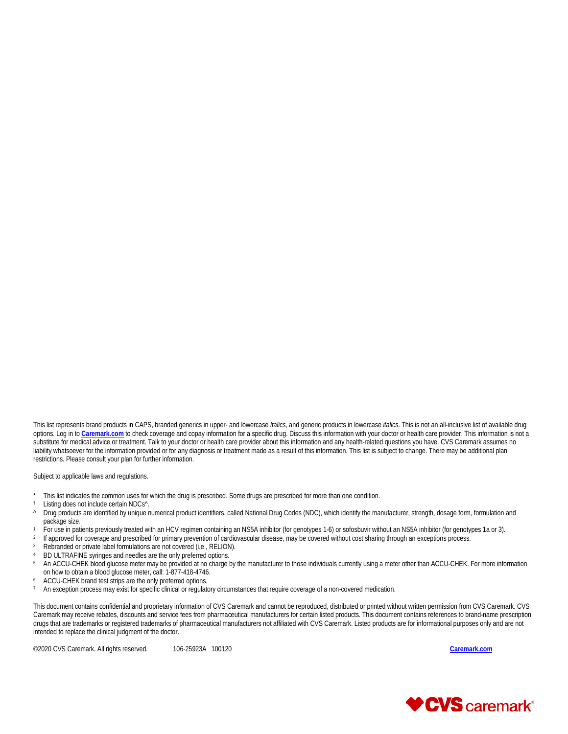This list represents brand products in CAPS, branded generics in upper- and lowercase *Italics*, and generic products in lowercase *italics*. This is not an all-inclusive list of available drug options. Log in to **Caremark.com** to check coverage and copay information for a specific drug. Discuss this information with your doctor or health care provider. This information is not a substitute for medical advice or treatment. Talk to your doctor or health care provider about this information and any health-related questions you have. CVS Caremark assumes no liability whatsoever for the information provided or for any diagnosis or treatment made as a result of this information. This list is subject to change. There may be additional plan restrictions. Please consult your plan for further information.

Subject to applicable laws and regulations.

- \* This list indicates the common uses for which the drug is prescribed. Some drugs are prescribed for more than one condition.
- † Listing does not include certain NDCs^.
- ^ Drug products are identified by unique numerical product identifiers, called National Drug Codes (NDC), which identify the manufacturer, strength, dosage form, formulation and package size.
- [1] For use in patients previously treated with an HCV regimen containing an NS5A inhibitor (for genotypes 1-6) or sofosbuvir without an NS5A inhibitor (for genotypes 1a or 3).
- [2] If approved for coverage and prescribed for primary prevention of cardiovascular disease, may be covered without cost sharing through an exceptions process.
- [3] Rebranded or private label formulations are not covered (i.e., RELION).
- [4] BD ULTRAFINE syringes and needles are the only preferred options.
- [5] An ACCU-CHEK blood glucose meter may be provided at no charge by the manufacturer to those individuals currently using a meter other than ACCU-CHEK. For more information on how to obtain a blood glucose meter, call: 1-877-418-4746.
- [6] ACCU-CHEK brand test strips are the only preferred options.
- [7] An exception process may exist for specific clinical or regulatory circumstances that require coverage of a non-covered medication.

This document contains confidential and proprietary information of CVS Caremark and cannot be reproduced, distributed or printed without written permission from CVS Caremark. CVS Caremark may receive rebates, discounts and service fees from pharmaceutical manufacturers for certain listed products. This document contains references to brand-name prescription drugs that are trademarks or registered trademarks of pharmaceutical manufacturers not affiliated with CVS Caremark. Listed products are for informational purposes only and are not intended to replace the clinical judgment of the doctor.

©2020 CVS Caremark. All rights reserved. 106-25923A 100120 **Caremark.com**

CVS caremark®